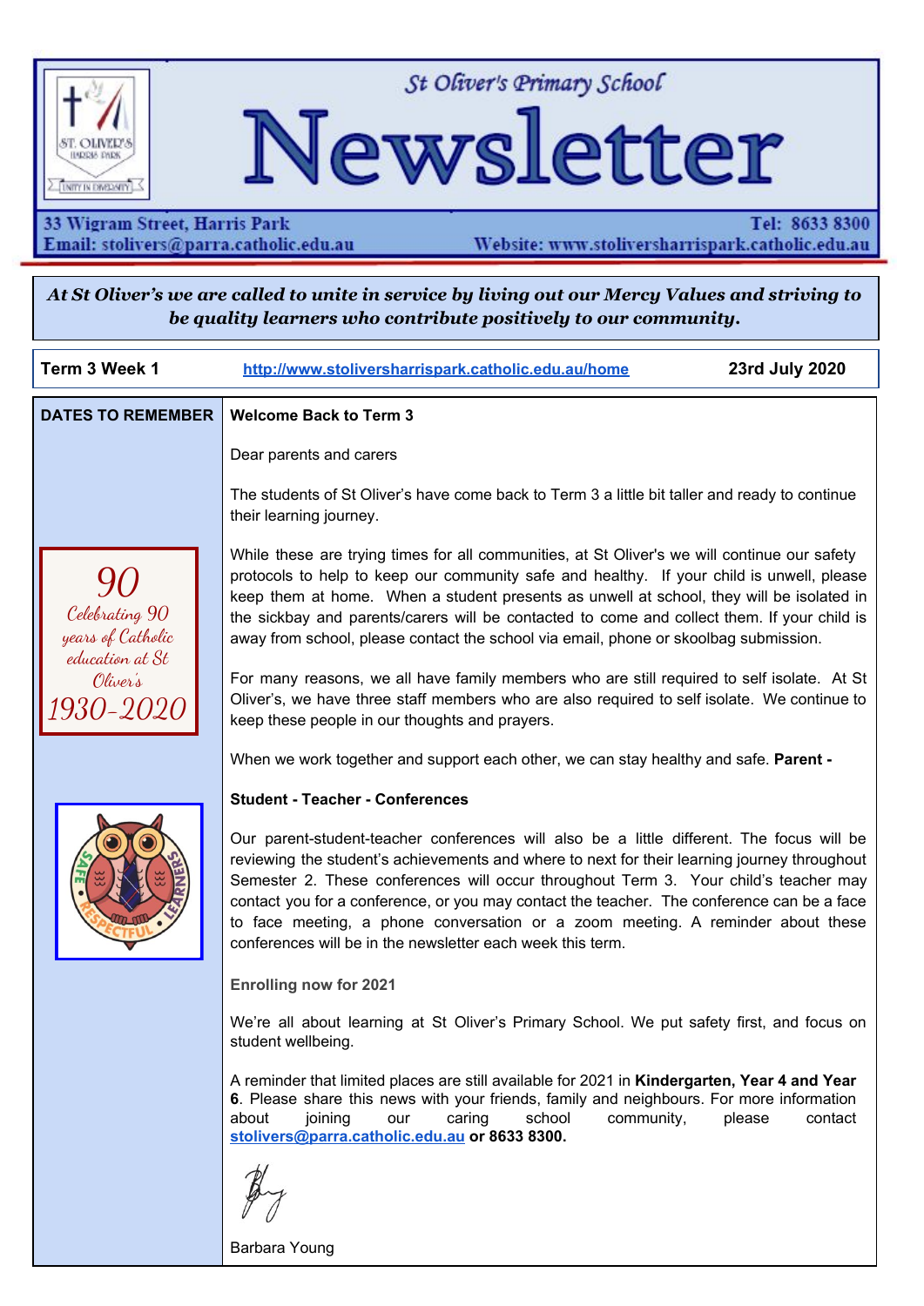# St Oliver's Primary School Newsletter

33 Wigram Street, Harris Park
Tel: 8633 8300
Email: stolivers@parra.catholic.edu.au
Website: www.stoliversharrispark.catholic.edu.au

***At St Oliver's we are called to unite in service by living out our Mercy Values and striving to be quality learners who contribute positively to our community.***

| **Term 3 Week 1** | http://www.stoliversharrispark.catholic.edu.au/home | **23rd July 2020** |
| --- | --- | --- |

**DATES TO REMEMBER**

*90 Celebrating 90 years of Catholic education at St Oliver's 1930-2020*

## Welcome Back to Term 3

Dear parents and carers

The students of St Oliver's have come back to Term 3 a little bit taller and ready to continue their learning journey.

While these are trying times for all communities, at St Oliver's we will continue our safety protocols to help to keep our community safe and healthy. If your child is unwell, please keep them at home. When a student presents as unwell at school, they will be isolated in the sickbay and parents/carers will be contacted to come and collect them. If your child is away from school, please contact the school via email, phone or skoolbag submission.

For many reasons, we all have family members who are still required to self isolate. At St Oliver's, we have three staff members who are also required to self isolate. We continue to keep these people in our thoughts and prayers.

When we work together and support each other, we can stay healthy and safe. **Parent -**

**Student - Teacher - Conferences**

Our parent-student-teacher conferences will also be a little different. The focus will be reviewing the student's achievements and where to next for their learning journey throughout Semester 2. These conferences will occur throughout Term 3. Your child's teacher may contact you for a conference, or you may contact the teacher. The conference can be a face to face meeting, a phone conversation or a zoom meeting. A reminder about these conferences will be in the newsletter each week this term.

**Enrolling now for 2021**

We're all about learning at St Oliver's Primary School. We put safety first, and focus on student wellbeing.

A reminder that limited places are still available for 2021 in **Kindergarten, Year 4 and Year 6**. Please share this news with your friends, family and neighbours. For more information about joining our caring school community, please contact **stolivers@parra.catholic.edu.au or 8633 8300.**

Barbara Young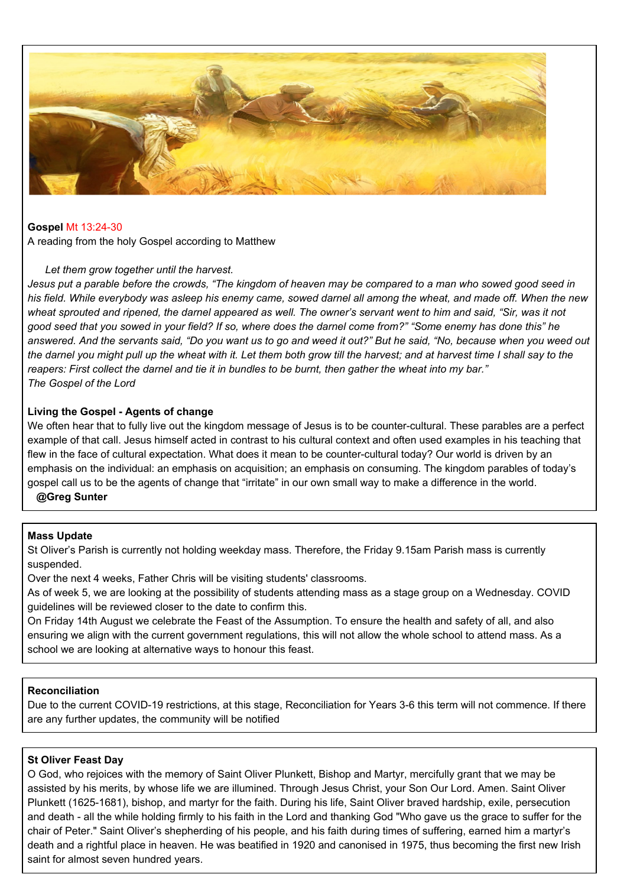**Gospel** Mt 13:24-30

A reading from the holy Gospel according to Matthew

*Let them grow together until the harvest.*

*Jesus put a parable before the crowds, "The kingdom of heaven may be compared to a man who sowed good seed in his field. While everybody was asleep his enemy came, sowed darnel all among the wheat, and made off. When the new wheat sprouted and ripened, the darnel appeared as well. The owner's servant went to him and said, "Sir, was it not good seed that you sowed in your field? If so, where does the darnel come from?" "Some enemy has done this" he answered. And the servants said, "Do you want us to go and weed it out?" But he said, "No, because when you weed out the darnel you might pull up the wheat with it. Let them both grow till the harvest; and at harvest time I shall say to the reapers: First collect the darnel and tie it in bundles to be burnt, then gather the wheat into my bar."*

*The Gospel of the Lord*

**Living the Gospel - Agents of change**

We often hear that to fully live out the kingdom message of Jesus is to be counter-cultural. These parables are a perfect example of that call. Jesus himself acted in contrast to his cultural context and often used examples in his teaching that flew in the face of cultural expectation. What does it mean to be counter-cultural today? Our world is driven by an emphasis on the individual: an emphasis on acquisition; an emphasis on consuming. The kingdom parables of today's gospel call us to be the agents of change that "irritate" in our own small way to make a difference in the world.

**@Greg Sunter**

**Mass Update**

St Oliver's Parish is currently not holding weekday mass. Therefore, the Friday 9.15am Parish mass is currently suspended.

Over the next 4 weeks, Father Chris will be visiting students' classrooms.

As of week 5, we are looking at the possibility of students attending mass as a stage group on a Wednesday. COVID guidelines will be reviewed closer to the date to confirm this.

On Friday 14th August we celebrate the Feast of the Assumption. To ensure the health and safety of all, and also ensuring we align with the current government regulations, this will not allow the whole school to attend mass. As a school we are looking at alternative ways to honour this feast.

**Reconciliation**

Due to the current COVID-19 restrictions, at this stage, Reconciliation for Years 3-6 this term will not commence. If there are any further updates, the community will be notified

**St Oliver Feast Day**

O God, who rejoices with the memory of Saint Oliver Plunkett, Bishop and Martyr, mercifully grant that we may be assisted by his merits, by whose life we are illumined. Through Jesus Christ, your Son Our Lord. Amen. Saint Oliver Plunkett (1625-1681), bishop, and martyr for the faith. During his life, Saint Oliver braved hardship, exile, persecution and death - all the while holding firmly to his faith in the Lord and thanking God "Who gave us the grace to suffer for the chair of Peter." Saint Oliver's shepherding of his people, and his faith during times of suffering, earned him a martyr's death and a rightful place in heaven. He was beatified in 1920 and canonised in 1975, thus becoming the first new Irish saint for almost seven hundred years.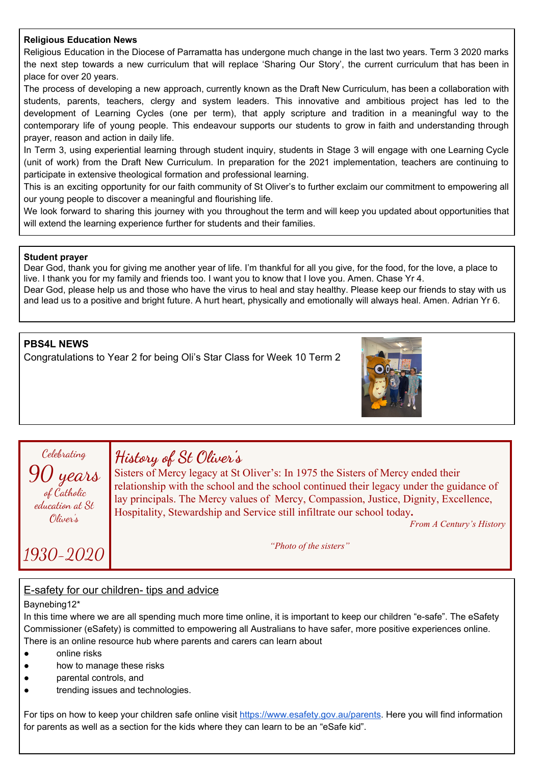**Religious Education News**

Religious Education in the Diocese of Parramatta has undergone much change in the last two years. Term 3 2020 marks the next step towards a new curriculum that will replace 'Sharing Our Story', the current curriculum that has been in place for over 20 years.

The process of developing a new approach, currently known as the Draft New Curriculum, has been a collaboration with students, parents, teachers, clergy and system leaders. This innovative and ambitious project has led to the development of Learning Cycles (one per term), that apply scripture and tradition in a meaningful way to the contemporary life of young people. This endeavour supports our students to grow in faith and understanding through prayer, reason and action in daily life.

In Term 3, using experiential learning through student inquiry, students in Stage 3 will engage with one Learning Cycle (unit of work) from the Draft New Curriculum. In preparation for the 2021 implementation, teachers are continuing to participate in extensive theological formation and professional learning.

This is an exciting opportunity for our faith community of St Oliver's to further exclaim our commitment to empowering all our young people to discover a meaningful and flourishing life.

We look forward to sharing this journey with you throughout the term and will keep you updated about opportunities that will extend the learning experience further for students and their families.

**Student prayer**

Dear God, thank you for giving me another year of life. I'm thankful for all you give, for the food, for the love, a place to live. I thank you for my family and friends too. I want you to know that I love you. Amen. Chase Yr 4.

Dear God, please help us and those who have the virus to heal and stay healthy. Please keep our friends to stay with us and lead us to a positive and bright future. A hurt heart, physically and emotionally will always heal. Amen. Adrian Yr 6.

**PBS4L NEWS**

Congratulations to Year 2 for being Oli's Star Class for Week 10 Term 2

*Celebrating*
*90 years of Catholic education at St Oliver's*
*1930-2020*

## History of St Oliver's

Sisters of Mercy legacy at St Oliver's: In 1975 the Sisters of Mercy ended their relationship with the school and the school continued their legacy under the guidance of lay principals. The Mercy values of Mercy, Compassion, Justice, Dignity, Excellence, Hospitality, Stewardship and Service still infiltrate our school today.

*From A Century's History*

*"Photo of the sisters"*

## E-safety for our children- tips and advice

Baynebing12*

In this time where we are all spending much more time online, it is important to keep our children "e-safe". The eSafety Commissioner (eSafety) is committed to empowering all Australians to have safer, more positive experiences online. There is an online resource hub where parents and carers can learn about

- online risks
- how to manage these risks
- parental controls, and
- trending issues and technologies.

For tips on how to keep your children safe online visit https://www.esafety.gov.au/parents. Here you will find information for parents as well as a section for the kids where they can learn to be an "eSafe kid".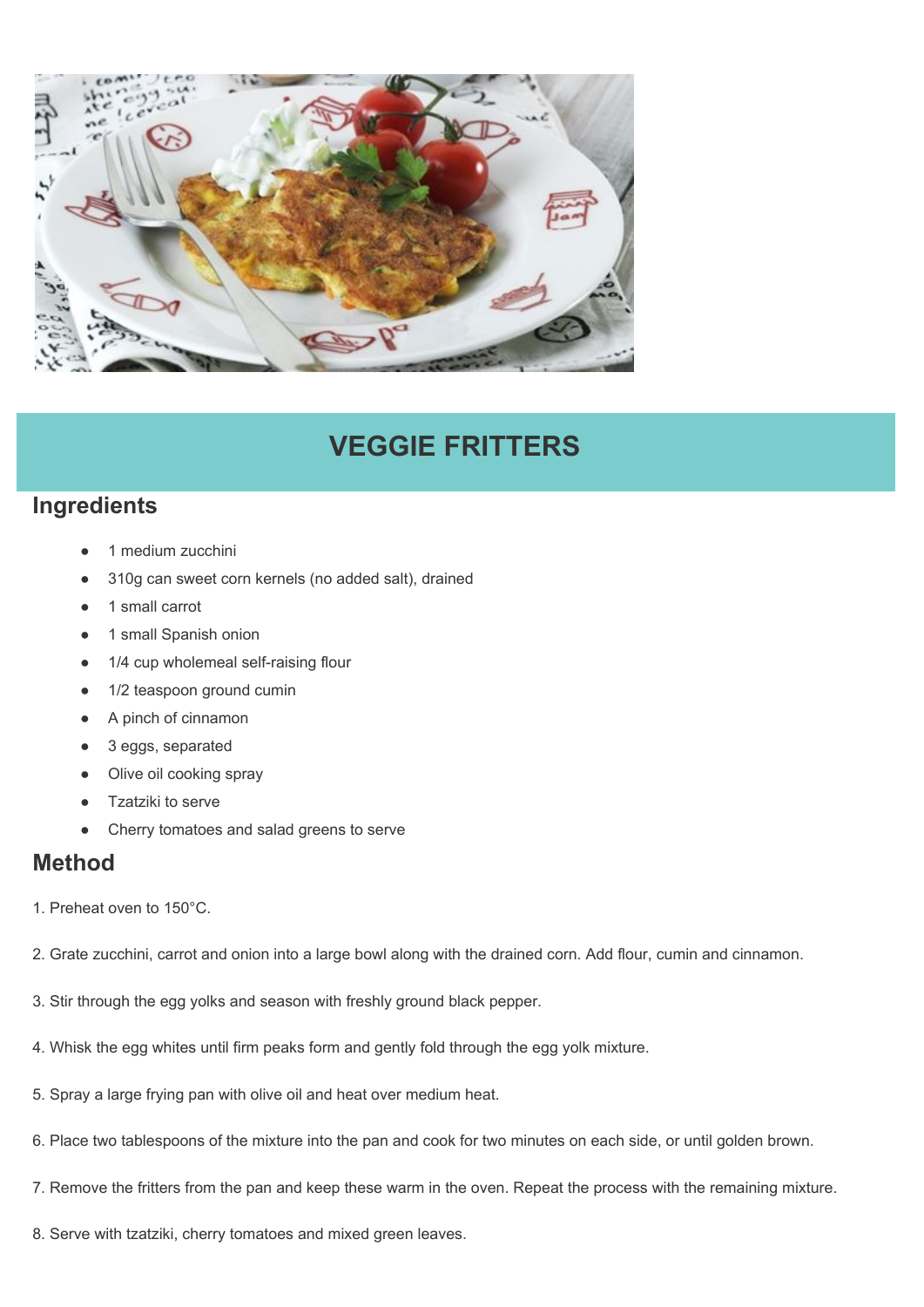# VEGGIE FRITTERS

## Ingredients

- 1 medium zucchini
- 310g can sweet corn kernels (no added salt), drained
- 1 small carrot
- 1 small Spanish onion
- 1/4 cup wholemeal self-raising flour
- 1/2 teaspoon ground cumin
- A pinch of cinnamon
- 3 eggs, separated
- Olive oil cooking spray
- Tzatziki to serve
- Cherry tomatoes and salad greens to serve

## Method

1. Preheat oven to 150°C.

2. Grate zucchini, carrot and onion into a large bowl along with the drained corn. Add flour, cumin and cinnamon.

3. Stir through the egg yolks and season with freshly ground black pepper.

4. Whisk the egg whites until firm peaks form and gently fold through the egg yolk mixture.

5. Spray a large frying pan with olive oil and heat over medium heat.

6. Place two tablespoons of the mixture into the pan and cook for two minutes on each side, or until golden brown.

7. Remove the fritters from the pan and keep these warm in the oven. Repeat the process with the remaining mixture.

8. Serve with tzatziki, cherry tomatoes and mixed green leaves.